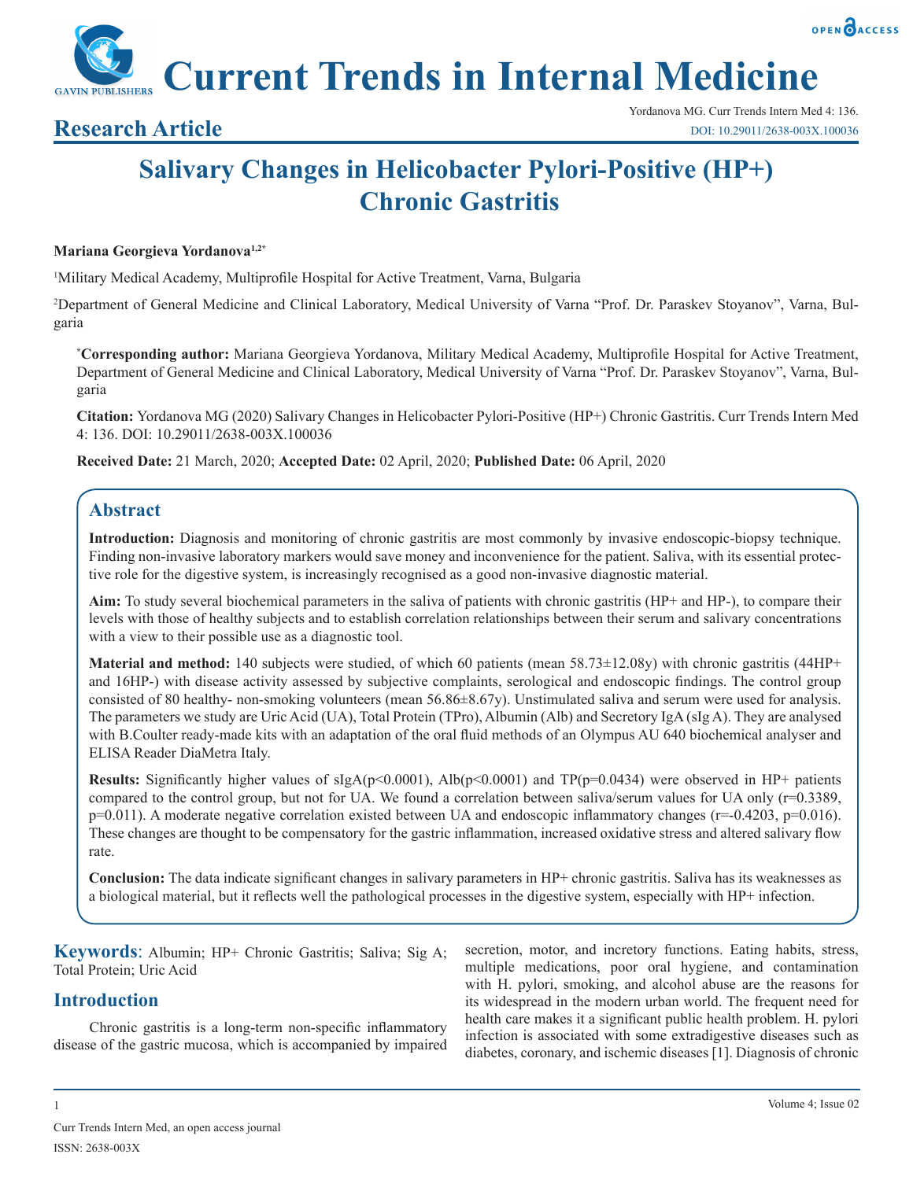# Salivary Changes in Helicobacter Pylori-Positive (HP+) Chronic Gastritis

**Mariana Georgieva Yordanova**[1,2*]

[1]Military Medical Academy, Multiprofile Hospital for Active Treatment, Varna, Bulgaria

[2]Department of General Medicine and Clinical Laboratory, Medical University of Varna "Prof. Dr. Paraskev Stoyanov", Varna, Bulgaria

**[*]Corresponding author:** Mariana Georgieva Yordanova, Military Medical Academy, Multiprofile Hospital for Active Treatment, Department of General Medicine and Clinical Laboratory, Medical University of Varna "Prof. Dr. Paraskev Stoyanov", Varna, Bulgaria

**Citation:** Yordanova MG (2020) Salivary Changes in Helicobacter Pylori-Positive (HP+) Chronic Gastritis. Curr Trends Intern Med 4: 136. DOI: 10.29011/2638-003X.100036

**Received Date:** 21 March, 2020; **Accepted Date:** 02 April, 2020; **Published Date:** 06 April, 2020

## Abstract

**Introduction:** Diagnosis and monitoring of chronic gastritis are most commonly by invasive endoscopic-biopsy technique. Finding non-invasive laboratory markers would save money and inconvenience for the patient. Saliva, with its essential protective role for the digestive system, is increasingly recognised as a good non-invasive diagnostic material.

**Aim:** To study several biochemical parameters in the saliva of patients with chronic gastritis (HP+ and HP-), to compare their levels with those of healthy subjects and to establish correlation relationships between their serum and salivary concentrations with a view to their possible use as a diagnostic tool.

**Material and method:** 140 subjects were studied, of which 60 patients (mean 58.73±12.08y) with chronic gastritis (44HP+ and 16HP-) with disease activity assessed by subjective complaints, serological and endoscopic findings. The control group consisted of 80 healthy- non-smoking volunteers (mean 56.86±8.67y). Unstimulated saliva and serum were used for analysis. The parameters we study are Uric Acid (UA), Total Protein (TPro), Albumin (Alb) and Secretory IgA (sIg A). They are analysed with B.Coulter ready-made kits with an adaptation of the oral fluid methods of an Olympus AU 640 biochemical analyser and ELISA Reader DiaMetra Italy.

**Results:** Significantly higher values of sIgA($p<0.0001$), Alb($p<0.0001$) and TP($p=0.0434$) were observed in HP+ patients compared to the control group, but not for UA. We found a correlation between saliva/serum values for UA only ($r=0.3389$, $p=0.011$). A moderate negative correlation existed between UA and endoscopic inflammatory changes ($r=-0.4203$, $p=0.016$). These changes are thought to be compensatory for the gastric inflammation, increased oxidative stress and altered salivary flow rate.

**Conclusion:** The data indicate significant changes in salivary parameters in HP+ chronic gastritis. Saliva has its weaknesses as a biological material, but it reflects well the pathological processes in the digestive system, especially with HP+ infection.

**Keywords**: Albumin; HP+ Chronic Gastritis; Saliva; Sig A; Total Protein; Uric Acid

## Introduction

Chronic gastritis is a long-term non-specific inflammatory disease of the gastric mucosa, which is accompanied by impaired secretion, motor, and incretory functions. Eating habits, stress, multiple medications, poor oral hygiene, and contamination with H. pylori, smoking, and alcohol abuse are the reasons for its widespread in the modern urban world. The frequent need for health care makes it a significant public health problem. H. pylori infection is associated with some extradigestive diseases such as diabetes, coronary, and ischemic diseases [1]. Diagnosis of chronic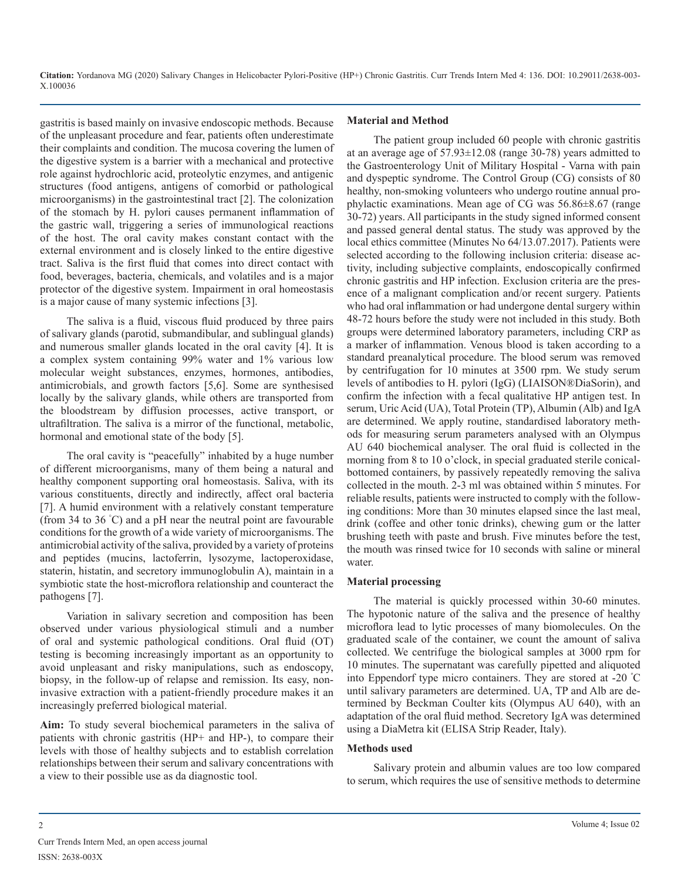gastritis is based mainly on invasive endoscopic methods. Because of the unpleasant procedure and fear, patients often underestimate their complaints and condition. The mucosa covering the lumen of the digestive system is a barrier with a mechanical and protective role against hydrochloric acid, proteolytic enzymes, and antigenic structures (food antigens, antigens of comorbid or pathological microorganisms) in the gastrointestinal tract [2]. The colonization of the stomach by H. pylori causes permanent inflammation of the gastric wall, triggering a series of immunological reactions of the host. The oral cavity makes constant contact with the external environment and is closely linked to the entire digestive tract. Saliva is the first fluid that comes into direct contact with food, beverages, bacteria, chemicals, and volatiles and is a major protector of the digestive system. Impairment in oral homeostasis is a major cause of many systemic infections [3].

The saliva is a fluid, viscous fluid produced by three pairs of salivary glands (parotid, submandibular, and sublingual glands) and numerous smaller glands located in the oral cavity [4]. It is a complex system containing 99% water and 1% various low molecular weight substances, enzymes, hormones, antibodies, antimicrobials, and growth factors [5,6]. Some are synthesised locally by the salivary glands, while others are transported from the bloodstream by diffusion processes, active transport, or ultrafiltration. The saliva is a mirror of the functional, metabolic, hormonal and emotional state of the body [5].

The oral cavity is "peacefully" inhabited by a huge number of different microorganisms, many of them being a natural and healthy component supporting oral homeostasis. Saliva, with its various constituents, directly and indirectly, affect oral bacteria [7]. A humid environment with a relatively constant temperature (from 34 to 36 °C) and a pH near the neutral point are favourable conditions for the growth of a wide variety of microorganisms. The antimicrobial activity of the saliva, provided by a variety of proteins and peptides (mucins, lactoferrin, lysozyme, lactoperoxidase, staterin, histatin, and secretory immunoglobulin A), maintain in a symbiotic state the host-microflora relationship and counteract the pathogens [7].

Variation in salivary secretion and composition has been observed under various physiological stimuli and a number of oral and systemic pathological conditions. Oral fluid (OT) testing is becoming increasingly important as an opportunity to avoid unpleasant and risky manipulations, such as endoscopy, biopsy, in the follow-up of relapse and remission. Its easy, non-invasive extraction with a patient-friendly procedure makes it an increasingly preferred biological material.

**Aim:** To study several biochemical parameters in the saliva of patients with chronic gastritis (HP+ and HP-), to compare their levels with those of healthy subjects and to establish correlation relationships between their serum and salivary concentrations with a view to their possible use as da diagnostic tool.

## Material and Method

The patient group included 60 people with chronic gastritis at an average age of 57.93±12.08 (range 30-78) years admitted to the Gastroenterology Unit of Military Hospital - Varna with pain and dyspeptic syndrome. The Control Group (CG) consists of 80 healthy, non-smoking volunteers who undergo routine annual prophylactic examinations. Mean age of CG was 56.86±8.67 (range 30-72) years. All participants in the study signed informed consent and passed general dental status. The study was approved by the local ethics committee (Minutes No 64/13.07.2017). Patients were selected according to the following inclusion criteria: disease activity, including subjective complaints, endoscopically confirmed chronic gastritis and HP infection. Exclusion criteria are the presence of a malignant complication and/or recent surgery. Patients who had oral inflammation or had undergone dental surgery within 48-72 hours before the study were not included in this study. Both groups were determined laboratory parameters, including CRP as a marker of inflammation. Venous blood is taken according to a standard preanalytical procedure. The blood serum was removed by centrifugation for 10 minutes at 3500 rpm. We study serum levels of antibodies to H. pylori (IgG) (LIAISON®DiaSorin), and confirm the infection with a fecal qualitative HP antigen test. In serum, Uric Acid (UA), Total Protein (TP), Albumin (Alb) and IgA are determined. We apply routine, standardised laboratory methods for measuring serum parameters analysed with an Olympus AU 640 biochemical analyser. The oral fluid is collected in the morning from 8 to 10 o'clock, in special graduated sterile conical-bottomed containers, by passively repeatedly removing the saliva collected in the mouth. 2-3 ml was obtained within 5 minutes. For reliable results, patients were instructed to comply with the following conditions: More than 30 minutes elapsed since the last meal, drink (coffee and other tonic drinks), chewing gum or the latter brushing teeth with paste and brush. Five minutes before the test, the mouth was rinsed twice for 10 seconds with saline or mineral water.

## Material processing

The material is quickly processed within 30-60 minutes. The hypotonic nature of the saliva and the presence of healthy microflora lead to lytic processes of many biomolecules. On the graduated scale of the container, we count the amount of saliva collected. We centrifuge the biological samples at 3000 rpm for 10 minutes. The supernatant was carefully pipetted and aliquoted into Eppendorf type micro containers. They are stored at -20 °C until salivary parameters are determined. UA, TP and Alb are determined by Beckman Coulter kits (Olympus AU 640), with an adaptation of the oral fluid method. Secretory IgA was determined using a DiaMetra kit (ELISA Strip Reader, Italy).

## Methods used

Salivary protein and albumin values are too low compared to serum, which requires the use of sensitive methods to determine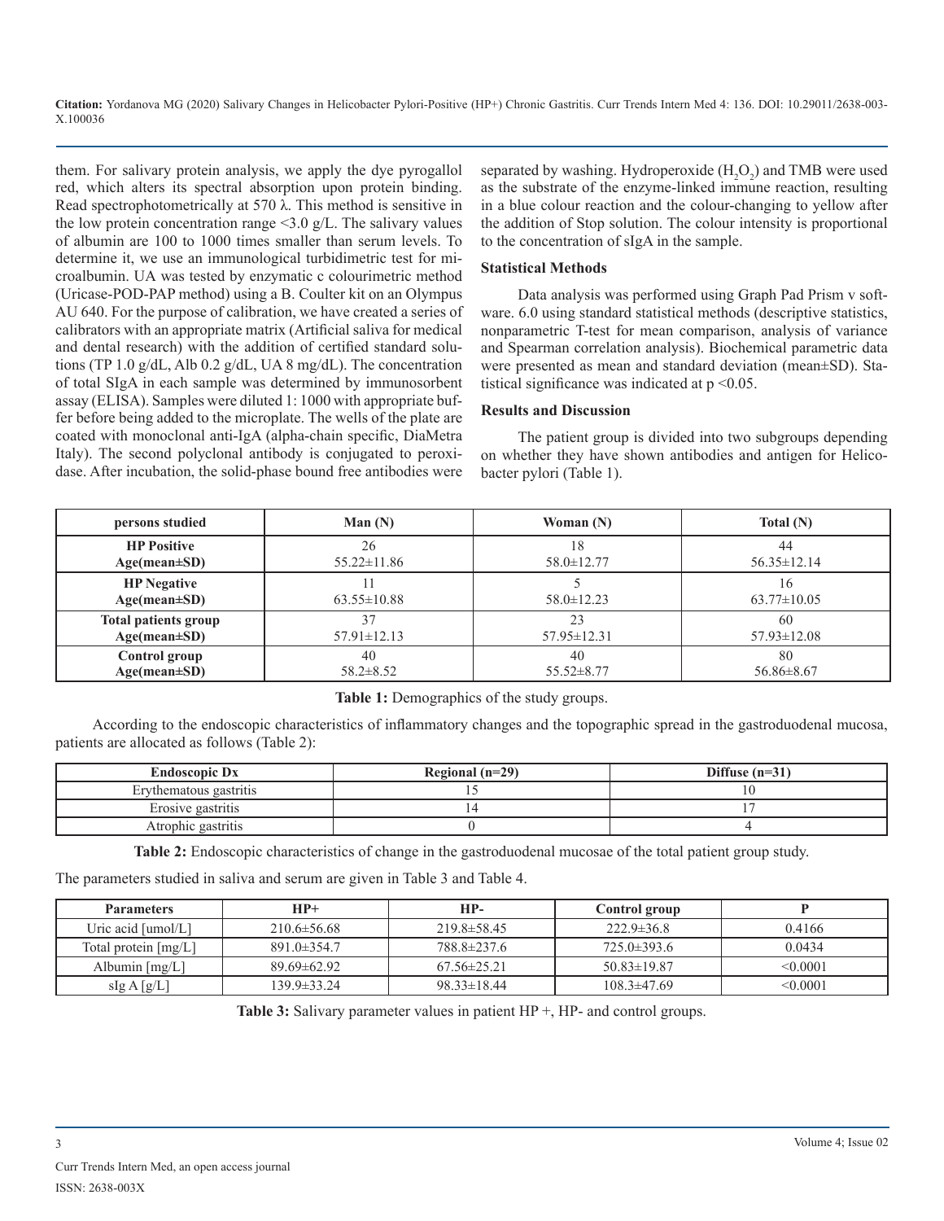them. For salivary protein analysis, we apply the dye pyrogallol red, which alters its spectral absorption upon protein binding. Read spectrophotometrically at 570 λ. This method is sensitive in the low protein concentration range <3.0 g/L. The salivary values of albumin are 100 to 1000 times smaller than serum levels. To determine it, we use an immunological turbidimetric test for microalbumin. UA was tested by enzymatic c colourimetric method (Uricase-POD-PAP method) using a B. Coulter kit on an Olympus AU 640. For the purpose of calibration, we have created a series of calibrators with an appropriate matrix (Artificial saliva for medical and dental research) with the addition of certified standard solutions (TP 1.0 g/dL, Alb 0.2 g/dL, UA 8 mg/dL). The concentration of total SIgA in each sample was determined by immunosorbent assay (ELISA). Samples were diluted 1: 1000 with appropriate buffer before being added to the microplate. The wells of the plate are coated with monoclonal anti-IgA (alpha-chain specific, DiaMetra Italy). The second polyclonal antibody is conjugated to peroxidase. After incubation, the solid-phase bound free antibodies were separated by washing. Hydroperoxide ($H_2O_2$) and TMB were used as the substrate of the enzyme-linked immune reaction, resulting in a blue colour reaction and the colour-changing to yellow after the addition of Stop solution. The colour intensity is proportional to the concentration of sIgA in the sample.

### Statistical Methods

Data analysis was performed using Graph Pad Prism v software. 6.0 using standard statistical methods (descriptive statistics, nonparametric T-test for mean comparison, analysis of variance and Spearman correlation analysis). Biochemical parametric data were presented as mean and standard deviation (mean±SD). Statistical significance was indicated at $p < 0.05$.

### Results and Discussion

The patient group is divided into two subgroups depending on whether they have shown antibodies and antigen for Helicobacter pylori (Table 1).

| persons studied | Man (N) | Woman (N) | Total (N) |
|---|---|---|---|
| **HP Positive**<br>**Age(mean±SD)** | 26<br>55.22±11.86 | 18<br>58.0±12.77 | 44<br>56.35±12.14 |
| **HP Negative**<br>**Age(mean±SD)** | 11<br>63.55±10.88 | 5<br>58.0±12.23 | 16<br>63.77±10.05 |
| **Total patients group**<br>**Age(mean±SD)** | 37<br>57.91±12.13 | 23<br>57.95±12.31 | 60<br>57.93±12.08 |
| **Control group**<br>**Age(mean±SD)** | 40<br>58.2±8.52 | 40<br>55.52±8.77 | 80<br>56.86±8.67 |

**Table 1:** Demographics of the study groups.

According to the endoscopic characteristics of inflammatory changes and the topographic spread in the gastroduodenal mucosa, patients are allocated as follows (Table 2):

| Endoscopic Dx | Regional (n=29) | Diffuse (n=31) |
|---|---|---|
| Erythematous gastritis | 15 | 10 |
| Erosive gastritis | 14 | 17 |
| Atrophic gastritis | 0 | 4 |

**Table 2:** Endoscopic characteristics of change in the gastroduodenal mucosae of the total patient group study.

The parameters studied in saliva and serum are given in Table 3 and Table 4.

| Parameters | HP+ | HP- | Control group | P |
|---|---|---|---|---|
| Uric acid [umol/L] | 210.6±56.68 | 219.8±58.45 | 222.9±36.8 | 0.4166 |
| Total protein [mg/L] | 891.0±354.7 | 788.8±237.6 | 725.0±393.6 | 0.0434 |
| Albumin [mg/L] | 89.69±62.92 | 67.56±25.21 | 50.83±19.87 | <0.0001 |
| sIg A [g/L] | 139.9±33.24 | 98.33±18.44 | 108.3±47.69 | <0.0001 |

**Table 3:** Salivary parameter values in patient HP +, HP- and control groups.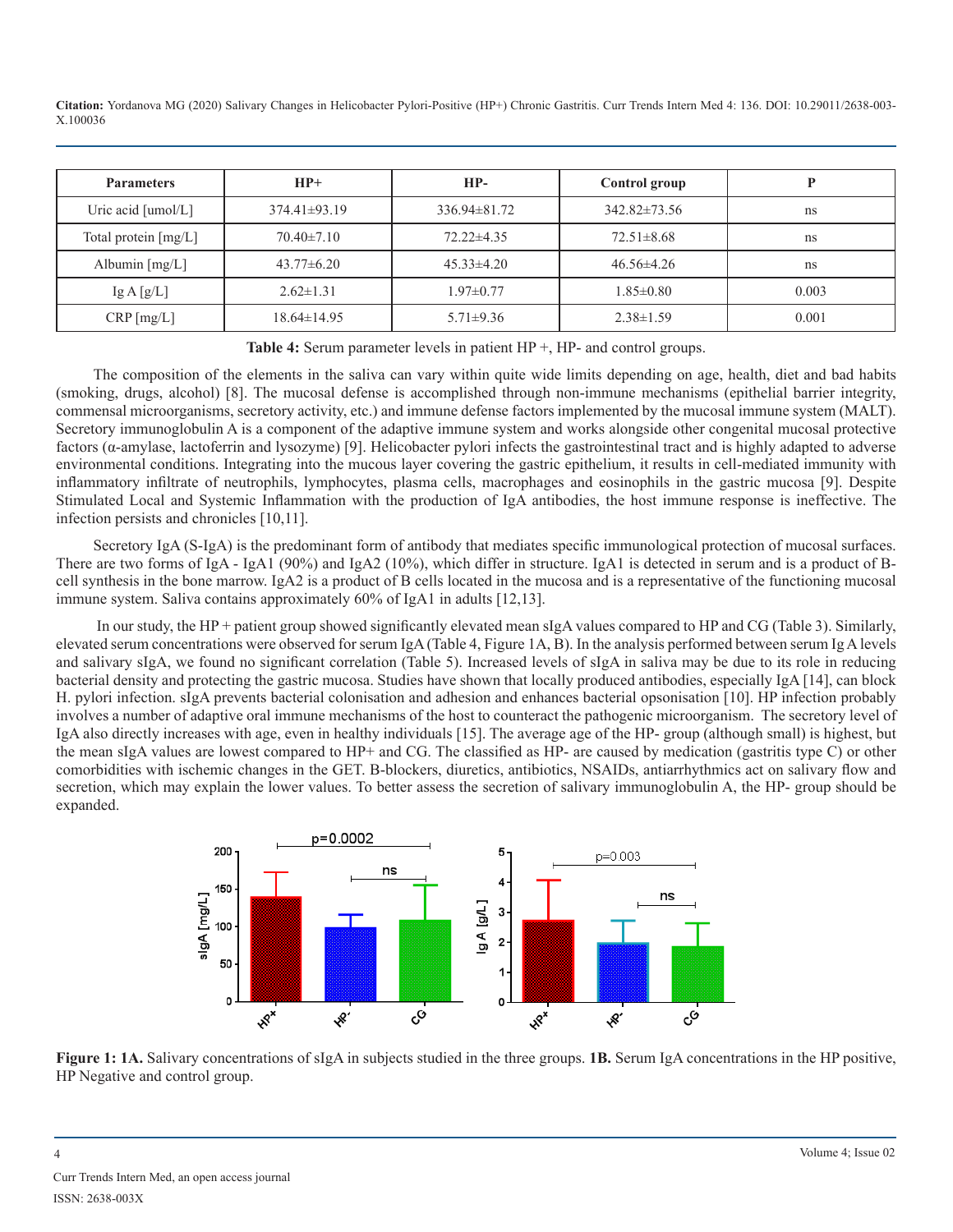| Parameters | HP+ | HP- | Control group | P |
|---|---|---|---|---|
| Uric acid [umol/L] | 374.41±93.19 | 336.94±81.72 | 342.82±73.56 | ns |
| Total protein [mg/L] | 70.40±7.10 | 72.22±4.35 | 72.51±8.68 | ns |
| Albumin [mg/L] | 43.77±6.20 | 45.33±4.20 | 46.56±4.26 | ns |
| Ig A [g/L] | 2.62±1.31 | 1.97±0.77 | 1.85±0.80 | 0.003 |
| CRP [mg/L] | 18.64±14.95 | 5.71±9.36 | 2.38±1.59 | 0.001 |

**Table 4:** Serum parameter levels in patient HP +, HP- and control groups.

The composition of the elements in the saliva can vary within quite wide limits depending on age, health, diet and bad habits (smoking, drugs, alcohol) [8]. The mucosal defense is accomplished through non-immune mechanisms (epithelial barrier integrity, commensal microorganisms, secretory activity, etc.) and immune defense factors implemented by the mucosal immune system (MALT). Secretory immunoglobulin A is a component of the adaptive immune system and works alongside other congenital mucosal protective factors (α-amylase, lactoferrin and lysozyme) [9]. Helicobacter pylori infects the gastrointestinal tract and is highly adapted to adverse environmental conditions. Integrating into the mucous layer covering the gastric epithelium, it results in cell-mediated immunity with inflammatory infiltrate of neutrophils, lymphocytes, plasma cells, macrophages and eosinophils in the gastric mucosa [9]. Despite Stimulated Local and Systemic Inflammation with the production of IgA antibodies, the host immune response is ineffective. The infection persists and chronicles [10,11].

Secretory IgA (S-IgA) is the predominant form of antibody that mediates specific immunological protection of mucosal surfaces. There are two forms of IgA - IgA1 (90%) and IgA2 (10%), which differ in structure. IgA1 is detected in serum and is a product of B-cell synthesis in the bone marrow. IgA2 is a product of B cells located in the mucosa and is a representative of the functioning mucosal immune system. Saliva contains approximately 60% of IgA1 in adults [12,13].

In our study, the HP + patient group showed significantly elevated mean sIgA values compared to HP and CG (Table 3). Similarly, elevated serum concentrations were observed for serum IgA (Table 4, Figure 1A, B). In the analysis performed between serum Ig A levels and salivary sIgA, we found no significant correlation (Table 5). Increased levels of sIgA in saliva may be due to its role in reducing bacterial density and protecting the gastric mucosa. Studies have shown that locally produced antibodies, especially IgA [14], can block H. pylori infection. sIgA prevents bacterial colonisation and adhesion and enhances bacterial opsonisation [10]. HP infection probably involves a number of adaptive oral immune mechanisms of the host to counteract the pathogenic microorganism. The secretory level of IgA also directly increases with age, even in healthy individuals [15]. The average age of the HP- group (although small) is highest, but the mean sIgA values are lowest compared to HP+ and CG. The classified as HP- are caused by medication (gastritis type C) or other comorbidities with ischemic changes in the GET. B-blockers, diuretics, antibiotics, NSAIDs, antiarrhythmics act on salivary flow and secretion, which may explain the lower values. To better assess the secretion of salivary immunoglobulin A, the HP- group should be expanded.

**Figure 1: 1A.** Salivary concentrations of sIgA in subjects studied in the three groups. **1B.** Serum IgA concentrations in the HP positive, HP Negative and control group.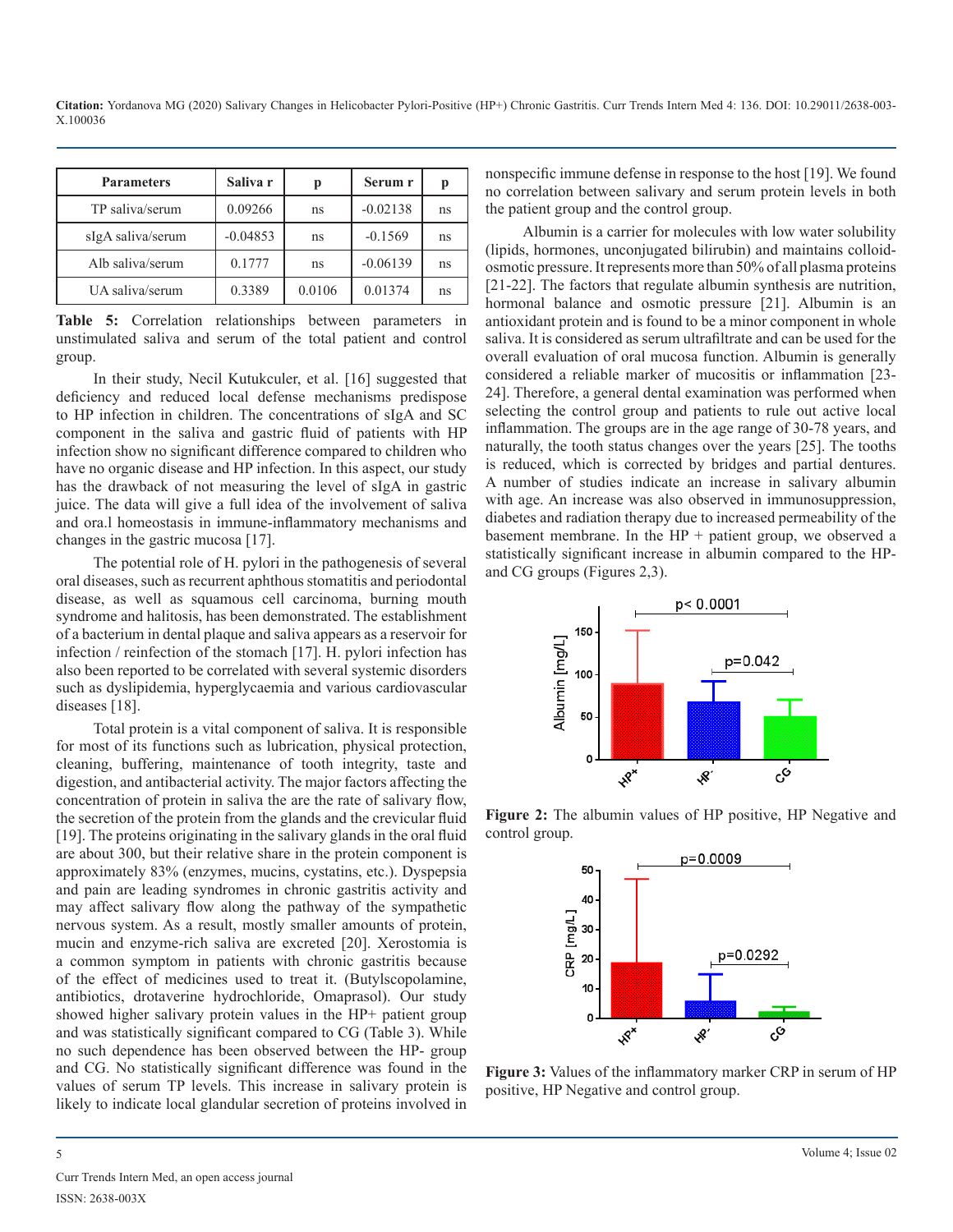| Parameters | Saliva r | p | Serum r | p |
|---|---|---|---|---|
| TP saliva/serum | 0.09266 | ns | -0.02138 | ns |
| sIgA saliva/serum | -0.04853 | ns | -0.1569 | ns |
| Alb saliva/serum | 0.1777 | ns | -0.06139 | ns |
| UA saliva/serum | 0.3389 | 0.0106 | 0.01374 | ns |

**Table 5:** Correlation relationships between parameters in unstimulated saliva and serum of the total patient and control group.

In their study, Necil Kutukculer, et al. [16] suggested that deficiency and reduced local defense mechanisms predispose to HP infection in children. The concentrations of sIgA and SC component in the saliva and gastric fluid of patients with HP infection show no significant difference compared to children who have no organic disease and HP infection. In this aspect, our study has the drawback of not measuring the level of sIgA in gastric juice. The data will give a full idea of the involvement of saliva and ora.l homeostasis in immune-inflammatory mechanisms and changes in the gastric mucosa [17].

The potential role of H. pylori in the pathogenesis of several oral diseases, such as recurrent aphthous stomatitis and periodontal disease, as well as squamous cell carcinoma, burning mouth syndrome and halitosis, has been demonstrated. The establishment of a bacterium in dental plaque and saliva appears as a reservoir for infection / reinfection of the stomach [17]. H. pylori infection has also been reported to be correlated with several systemic disorders such as dyslipidemia, hyperglycaemia and various cardiovascular diseases [18].

Total protein is a vital component of saliva. It is responsible for most of its functions such as lubrication, physical protection, cleaning, buffering, maintenance of tooth integrity, taste and digestion, and antibacterial activity. The major factors affecting the concentration of protein in saliva the are the rate of salivary flow, the secretion of the protein from the glands and the crevicular fluid [19]. The proteins originating in the salivary glands in the oral fluid are about 300, but their relative share in the protein component is approximately 83% (enzymes, mucins, cystatins, etc.). Dyspepsia and pain are leading syndromes in chronic gastritis activity and may affect salivary flow along the pathway of the sympathetic nervous system. As a result, mostly smaller amounts of protein, mucin and enzyme-rich saliva are excreted [20]. Xerostomia is a common symptom in patients with chronic gastritis because of the effect of medicines used to treat it. (Butylscopolamine, antibiotics, drotaverine hydrochloride, Omaprasol). Our study showed higher salivary protein values in the HP+ patient group and was statistically significant compared to CG (Table 3). While no such dependence has been observed between the HP- group and CG. No statistically significant difference was found in the values of serum TP levels. This increase in salivary protein is likely to indicate local glandular secretion of proteins involved in nonspecific immune defense in response to the host [19]. We found no correlation between salivary and serum protein levels in both the patient group and the control group.

Albumin is a carrier for molecules with low water solubility (lipids, hormones, unconjugated bilirubin) and maintains colloid-osmotic pressure. It represents more than 50% of all plasma proteins [21-22]. The factors that regulate albumin synthesis are nutrition, hormonal balance and osmotic pressure [21]. Albumin is an antioxidant protein and is found to be a minor component in whole saliva. It is considered as serum ultrafiltrate and can be used for the overall evaluation of oral mucosa function. Albumin is generally considered a reliable marker of mucositis or inflammation [23-24]. Therefore, a general dental examination was performed when selecting the control group and patients to rule out active local inflammation. The groups are in the age range of 30-78 years, and naturally, the tooth status changes over the years [25]. The tooths is reduced, which is corrected by bridges and partial dentures. A number of studies indicate an increase in salivary albumin with age. An increase was also observed in immunosuppression, diabetes and radiation therapy due to increased permeability of the basement membrane. In the HP + patient group, we observed a statistically significant increase in albumin compared to the HP- and CG groups (Figures 2,3).

**Figure 2:** The albumin values of HP positive, HP Negative and control group.

**Figure 3:** Values of the inflammatory marker CRP in serum of HP positive, HP Negative and control group.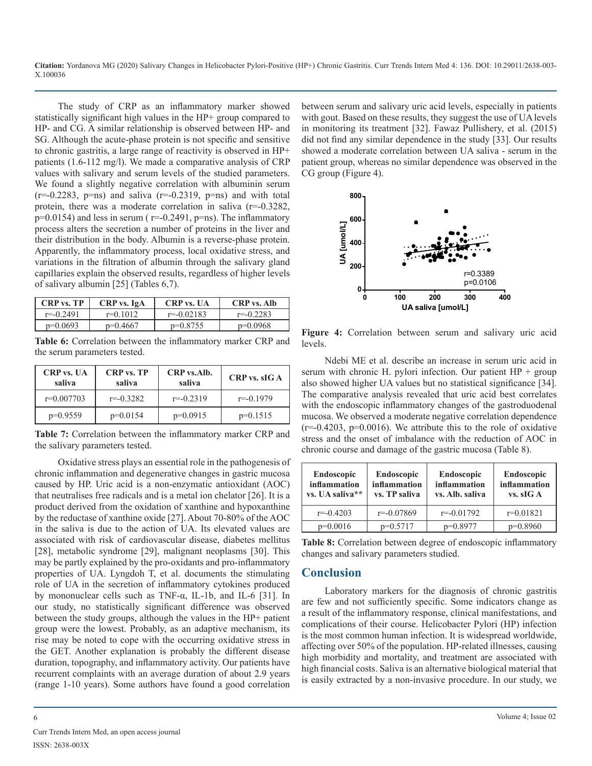The study of CRP as an inflammatory marker showed statistically significant high values in the HP+ group compared to HP- and CG. A similar relationship is observed between HP- and SG. Although the acute-phase protein is not specific and sensitive to chronic gastritis, a large range of reactivity is observed in HP+ patients (1.6-112 mg/l). We made a comparative analysis of CRP values with salivary and serum levels of the studied parameters. We found a slightly negative correlation with albuminin serum (r=-0.2283, p=ns) and saliva (r=-0.2319, p=ns) and with total protein, there was a moderate correlation in saliva (r=-0.3282, p=0.0154) and less in serum ( r=-0.2491, p=ns). The inflammatory process alters the secretion a number of proteins in the liver and their distribution in the body. Albumin is a reverse-phase protein. Apparently, the inflammatory process, local oxidative stress, and variations in the filtration of albumin through the salivary gland capillaries explain the observed results, regardless of higher levels of salivary albumin [25] (Tables 6,7).

| CRP vs. TP | CRP vs. IgA | CRP vs. UA | CRP vs. Alb |
|---|---|---|---|
| r=-0.2491 | r=0.1012 | r=-0.02183 | r=-0.2283 |
| p=0.0693 | p=0.4667 | p=0.8755 | p=0.0968 |

**Table 6:** Correlation between the inflammatory marker CRP and the serum parameters tested.

| CRP vs. UA saliva | CRP vs. TP saliva | CRP vs.Alb. saliva | CRP vs. sIG A |
|---|---|---|---|
| r=0.007703 | r=-0.3282 | r=-0.2319 | r=-0.1979 |
| p=0.9559 | p=0.0154 | p=0.0915 | p=0.1515 |

**Table 7:** Correlation between the inflammatory marker CRP and the salivary parameters tested.

Oxidative stress plays an essential role in the pathogenesis of chronic inflammation and degenerative changes in gastric mucosa caused by HP. Uric acid is a non-enzymatic antioxidant (AOC) that neutralises free radicals and is a metal ion chelator [26]. It is a product derived from the oxidation of xanthine and hypoxanthine by the reductase of xanthine oxide [27]. About 70-80% of the AOC in the saliva is due to the action of UA. Its elevated values are associated with risk of cardiovascular disease, diabetes mellitus [28], metabolic syndrome [29], malignant neoplasms [30]. This may be partly explained by the pro-oxidants and pro-inflammatory properties of UA. Lyngdoh T, et al. documents the stimulating role of UA in the secretion of inflammatory cytokines produced by mononuclear cells such as TNF-α, IL-1b, and IL-6 [31]. In our study, no statistically significant difference was observed between the study groups, although the values in the HP+ patient group were the lowest. Probably, as an adaptive mechanism, its rise may be noted to cope with the occurring oxidative stress in the GET. Another explanation is probably the different disease duration, topography, and inflammatory activity. Our patients have recurrent complaints with an average duration of about 2.9 years (range 1-10 years). Some authors have found a good correlation between serum and salivary uric acid levels, especially in patients with gout. Based on these results, they suggest the use of UA levels in monitoring its treatment [32]. Fawaz Pullishery, et al. (2015) did not find any similar dependence in the study [33]. Our results showed a moderate correlation between UA saliva - serum in the patient group, whereas no similar dependence was observed in the CG group (Figure 4).

**Figure 4:** Correlation between serum and salivary uric acid levels.

Ndebi ME et al. describe an increase in serum uric acid in serum with chronic H. pylori infection. Our patient HP + group also showed higher UA values but no statistical significance [34]. The comparative analysis revealed that uric acid best correlates with the endoscopic inflammatory changes of the gastroduodenal mucosa. We observed a moderate negative correlation dependence (r=-0.4203, p=0.0016). We attribute this to the role of oxidative stress and the onset of imbalance with the reduction of AOC in chronic course and damage of the gastric mucosa (Table 8).

| Endoscopic inflammation vs. UA saliva** | Endoscopic inflammation vs. TP saliva | Endoscopic inflammation vs. Alb. saliva | Endoscopic inflammation vs. sIG A |
|---|---|---|---|
| r=-0.4203 | r=-0.07869 | r=-0.01792 | r=0.01821 |
| p=0.0016 | p=0.5717 | p=0.8977 | p=0.8960 |

**Table 8:** Correlation between degree of endoscopic inflammatory changes and salivary parameters studied.

## Conclusion

Laboratory markers for the diagnosis of chronic gastritis are few and not sufficiently specific. Some indicators change as a result of the inflammatory response, clinical manifestations, and complications of their course. Helicobacter Pylori (HP) infection is the most common human infection. It is widespread worldwide, affecting over 50% of the population. HP-related illnesses, causing high morbidity and mortality, and treatment are associated with high financial costs. Saliva is an alternative biological material that is easily extracted by a non-invasive procedure. In our study, we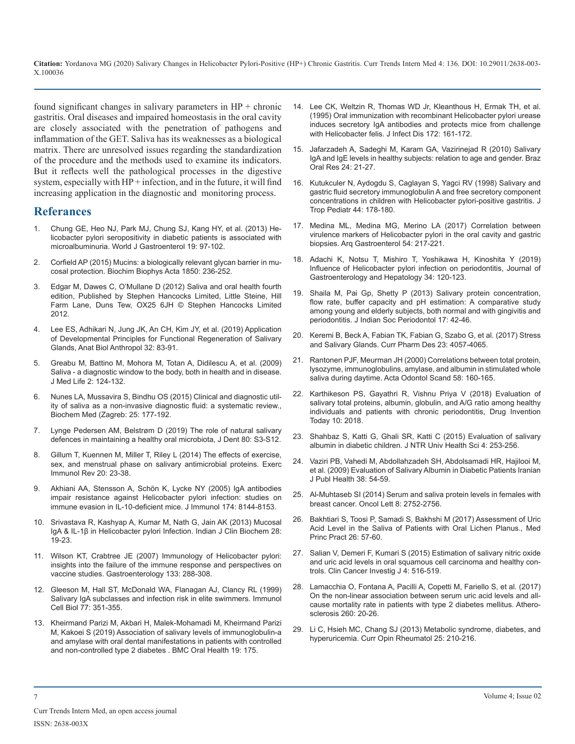found significant changes in salivary parameters in HP + chronic gastritis. Oral diseases and impaired homeostasis in the oral cavity are closely associated with the penetration of pathogens and inflammation of the GET. Saliva has its weaknesses as a biological matrix. There are unresolved issues regarding the standardization of the procedure and the methods used to examine its indicators. But it reflects well the pathological processes in the digestive system, especially with HP + infection, and in the future, it will find increasing application in the diagnostic and monitoring process.

## Referances

1. Chung GE, Heo NJ, Park MJ, Chung SJ, Kang HY, et al. (2013) Helicobacter pylori seropositivity in diabetic patients is associated with microalbuminuria. World J Gastroenterol 19: 97-102.
2. Corfield AP (2015) Mucins: a biologically relevant glycan barrier in mucosal protection. Biochim Biophys Acta 1850: 236-252.
3. Edgar M, Dawes C, O'Mullane D (2012) Saliva and oral health fourth edition, Published by Stephen Hancocks Limited, Little Steine, Hill Farm Lane, Duns Tew, OX25 6JH © Stephen Hancocks Limited 2012.
4. Lee ES, Adhikari N, Jung JK, An CH, Kim JY, et al. (2019) Application of Developmental Principles for Functional Regeneration of Salivary Glands, Anat Biol Anthropol 32: 83-91.
5. Greabu M, Battino M, Mohora M, Totan A, Didilescu A, et al. (2009) Saliva - a diagnostic window to the body, both in health and in disease. J Med Life 2: 124-132.
6. Nunes LA, Mussavira S, Bindhu OS (2015) Clinical and diagnostic utility of saliva as a non-invasive diagnostic fluid: a systematic review., Biochem Med (Zagreb: 25: 177-192.
7. Lynge Pedersen AM, Belstrøm D (2019) The role of natural salivary defences in maintaining a healthy oral microbiota, J Dent 80: S3-S12.
8. Gillum T, Kuennen M, Miller T, Riley L (2014) The effects of exercise, sex, and menstrual phase on salivary antimicrobial proteins. Exerc Immunol Rev 20: 23-38.
9. Akhiani AA, Stensson A, Schön K, Lycke NY (2005) IgA antibodies impair resistance against Helicobacter pylori infection: studies on immune evasion in IL-10-deficient mice. J Immunol 174: 8144-8153.
10. Srivastava R, Kashyap A, Kumar M, Nath G, Jain AK (2013) Mucosal IgA & IL-1β in Helicobacter pylori Infection. Indian J Clin Biochem 28: 19-23.
11. Wilson KT, Crabtree JE (2007) Immunology of Helicobacter pylori: insights into the failure of the immune response and perspectives on vaccine studies. Gastroenterology 133: 288-308.
12. Gleeson M, Hall ST, McDonald WA, Flanagan AJ, Clancy RL (1999) Salivary IgA subclasses and infection risk in elite swimmers. Immunol Cell Biol 77: 351-355.
13. Kheirmand Parizi M, Akbari H, Malek-Mohamadi M, Kheirmand Parizi M, Kakoei S (2019) Association of salivary levels of immunoglobulin-a and amylase with oral dental manifestations in patients with controlled and non-controlled type 2 diabetes . BMC Oral Health 19: 175.
14. Lee CK, Weltzin R, Thomas WD Jr, Kleanthous H, Ermak TH, et al. (1995) Oral immunization with recombinant Helicobacter pylori urease induces secretory IgA antibodies and protects mice from challenge with Helicobacter felis. J Infect Dis 172: 161-172.
15. Jafarzadeh A, Sadeghi M, Karam GA, Vazirinejad R (2010) Salivary IgA and IgE levels in healthy subjects: relation to age and gender. Braz Oral Res 24: 21-27.
16. Kutukculer N, Aydogdu S, Caglayan S, Yagci RV (1998) Salivary and gastric fluid secretory immunoglobulin A and free secretory component concentrations in children with Helicobacter pylori-positive gastritis. J Trop Pediatr 44: 178-180.
17. Medina ML, Medina MG, Merino LA (2017) Correlation between virulence markers of Helicobacter pylori in the oral cavity and gastric biopsies. Arq Gastroenterol 54: 217-221.
18. Adachi K, Notsu T, Mishiro T, Yoshikawa H, Kinoshita Y (2019) Influence of Helicobacter pylori infection on periodontitis, Journal of Gastroenterology and Hepatology 34: 120-123.
19. Shaila M, Pai Gp, Shetty P (2013) Salivary protein concentration, flow rate, buffer capacity and pH estimation: A comparative study among young and elderly subjects, both normal and with gingivitis and periodontitis. J Indian Soc Periodontol 17: 42-46.
20. Keremi B, Beck A, Fabian TK, Fabian G, Szabo G, et al. (2017) Stress and Salivary Glands. Curr Pharm Des 23: 4057-4065.
21. Rantonen PJF, Meurman JH (2000) Correlations between total protein, lysozyme, immunoglobulins, amylase, and albumin in stimulated whole saliva during daytime. Acta Odontol Scand 58: 160-165.
22. Karthikeson PS, Gayathri R, Vishnu Priya V (2018) Evaluation of salivary total proteins, albumin, globulin, and A/G ratio among healthy individuals and patients with chronic periodontitis, Drug Invention Today 10: 2018.
23. Shahbaz S, Katti G, Ghali SR, Katti C (2015) Evaluation of salivary albumin in diabetic children. J NTR Univ Health Sci 4: 253-256.
24. Vaziri PB, Vahedi M, Abdollahzadeh SH, Abdolsamadi HR, Hajilooi M, et al. (2009) Evaluation of Salivary Albumin in Diabetic Patients Iranian J Publ Health 38: 54-59.
25. Al-Muhtaseb SI (2014) Serum and saliva protein levels in females with breast cancer. Oncol Lett 8: 2752-2756.
26. Bakhtiari S, Toosi P, Samadi S, Bakhshi M (2017) Assessment of Uric Acid Level in the Saliva of Patients with Oral Lichen Planus., Med Princ Pract 26: 57-60.
27. Salian V, Demeri F, Kumari S (2015) Estimation of salivary nitric oxide and uric acid levels in oral squamous cell carcinoma and healthy controls. Clin Cancer Investig J 4: 516-519.
28. Lamacchia O, Fontana A, Pacilli A, Copetti M, Fariello S, et al. (2017) On the non-linear association between serum uric acid levels and all-cause mortality rate in patients with type 2 diabetes mellitus. Atherosclerosis 260: 20-26.
29. Li C, Hsieh MC, Chang SJ (2013) Metabolic syndrome, diabetes, and hyperuricemia. Curr Opin Rheumatol 25: 210-216.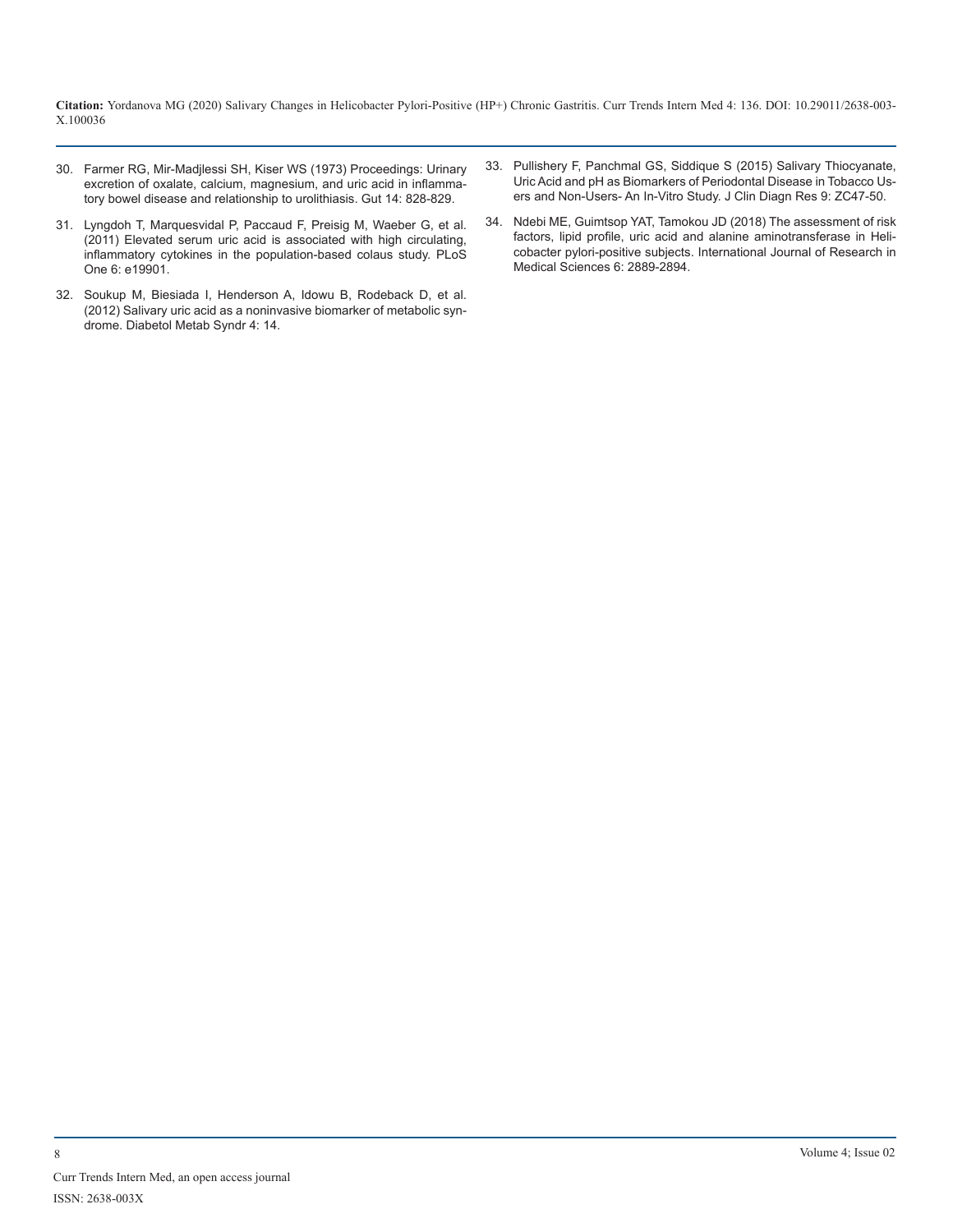30. Farmer RG, Mir-Madjlessi SH, Kiser WS (1973) Proceedings: Urinary excretion of oxalate, calcium, magnesium, and uric acid in inflammatory bowel disease and relationship to urolithiasis. Gut 14: 828-829.

31. Lyngdoh T, Marquesvidal P, Paccaud F, Preisig M, Waeber G, et al. (2011) Elevated serum uric acid is associated with high circulating, inflammatory cytokines in the population-based colaus study. PLoS One 6: e19901.

32. Soukup M, Biesiada I, Henderson A, Idowu B, Rodeback D, et al. (2012) Salivary uric acid as a noninvasive biomarker of metabolic syndrome. Diabetol Metab Syndr 4: 14.

33. Pullishery F, Panchmal GS, Siddique S (2015) Salivary Thiocyanate, Uric Acid and pH as Biomarkers of Periodontal Disease in Tobacco Users and Non-Users- An In-Vitro Study. J Clin Diagn Res 9: ZC47-50.

34. Ndebi ME, Guimtsop YAT, Tamokou JD (2018) The assessment of risk factors, lipid profile, uric acid and alanine aminotransferase in Helicobacter pylori-positive subjects. International Journal of Research in Medical Sciences 6: 2889-2894.